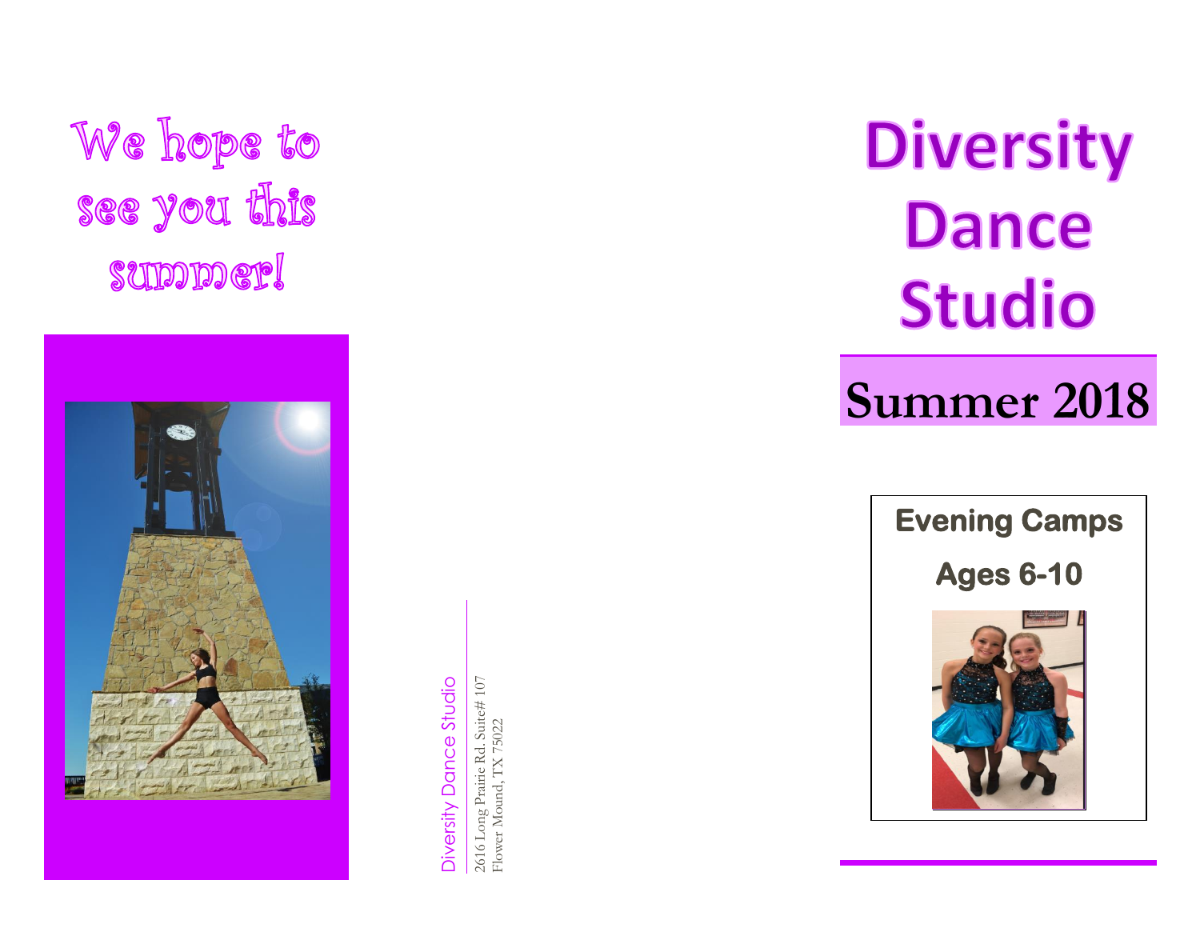We hope to see you this summer!

Diversity Dance Studio

2616 Long Prairie Rd. Suite# 107
Flower Mound, TX 75022

# Diversity Dance Studio

## Summer 2018

**Evening Camps**

**Ages 6-10**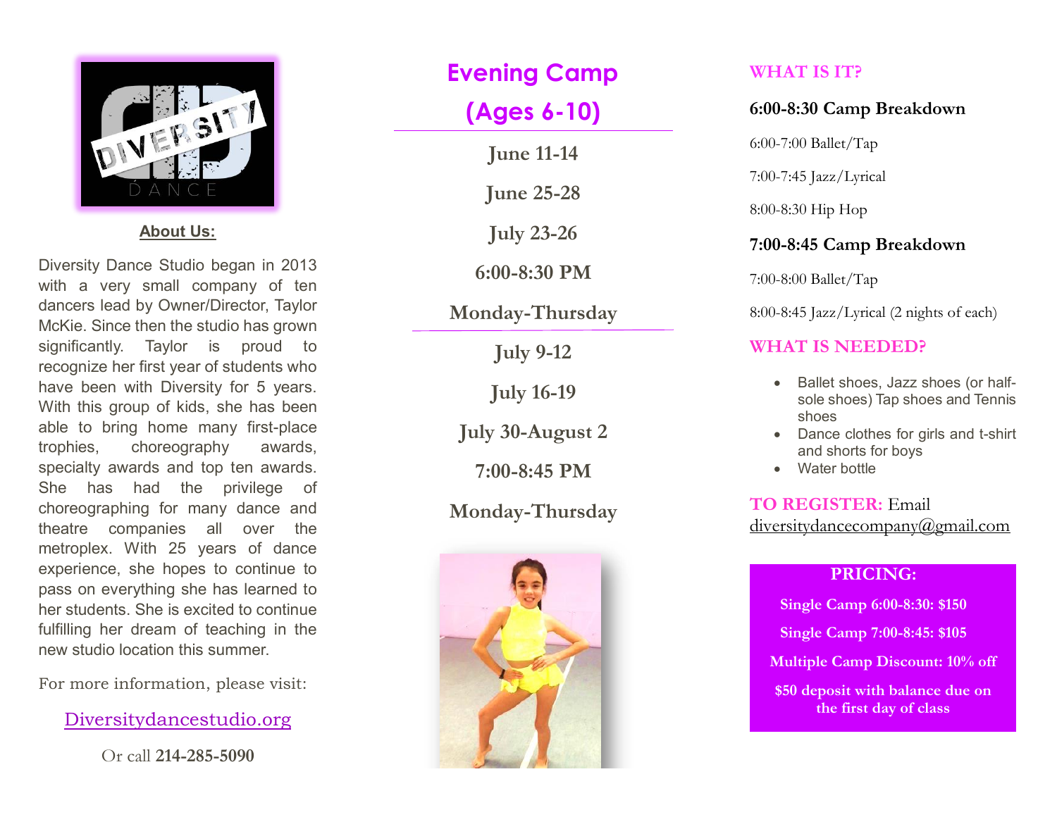**About Us:**

Diversity Dance Studio began in 2013 with a very small company of ten dancers lead by Owner/Director, Taylor McKie. Since then the studio has grown significantly. Taylor is proud to recognize her first year of students who have been with Diversity for 5 years. With this group of kids, she has been able to bring home many first-place trophies, choreography awards, specialty awards and top ten awards. She has had the privilege of choreographing for many dance and theatre companies all over the metroplex. With 25 years of dance experience, she hopes to continue to pass on everything she has learned to her students. She is excited to continue fulfilling her dream of teaching in the new studio location this summer.

For more information, please visit:

Diversitydancestudio.org

Or call **214-285-5090**

# Evening Camp (Ages 6-10)

**June 11-14**

**June 25-28**

**July 23-26**

**6:00-8:30 PM**

**Monday-Thursday**

---

**July 9-12**

**July 16-19**

**July 30-August 2**

**7:00-8:45 PM**

**Monday-Thursday**

## WHAT IS IT?

**6:00-8:30 Camp Breakdown**

6:00-7:00 Ballet/Tap

7:00-7:45 Jazz/Lyrical

8:00-8:30 Hip Hop

**7:00-8:45 Camp Breakdown**

7:00-8:00 Ballet/Tap

8:00-8:45 Jazz/Lyrical (2 nights of each)

## WHAT IS NEEDED?

- Ballet shoes, Jazz shoes (or half-sole shoes) Tap shoes and Tennis shoes
- Dance clothes for girls and t-shirt and shorts for boys
- Water bottle

**TO REGISTER:** Email diversitydancecompany@gmail.com

**PRICING:**

**Single Camp 6:00-8:30: $150**

**Single Camp 7:00-8:45: $105**

**Multiple Camp Discount: 10% off**

**$50 deposit with balance due on the first day of class**